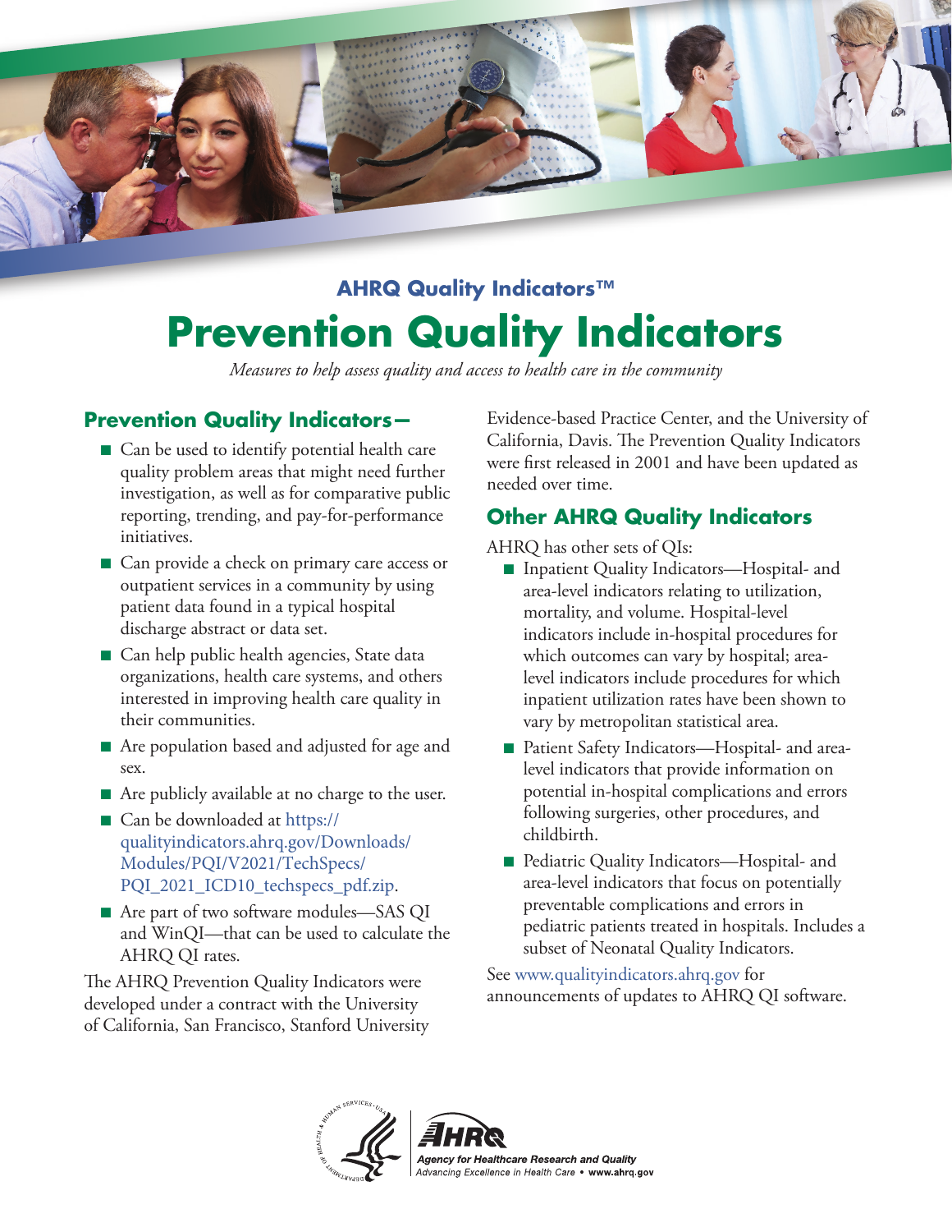**AHRQ Quality Indicators™**

# Prevention Quality Indicators

*Measures to help assess quality and access to health care in the community*

## Prevention Quality Indicators—

- Can be used to identify potential health care quality problem areas that might need further investigation, as well as for comparative public reporting, trending, and pay-for-performance initiatives.
- Can provide a check on primary care access or outpatient services in a community by using patient data found in a typical hospital discharge abstract or data set.
- Can help public health agencies, State data organizations, health care systems, and others interested in improving health care quality in their communities.
- Are population based and adjusted for age and sex.
- Are publicly available at no charge to the user.
- Can be downloaded at https://qualityindicators.ahrq.gov/Downloads/Modules/PQI/V2021/TechSpecs/PQI_2021_ICD10_techspecs_pdf.zip.
- Are part of two software modules—SAS QI and WinQI—that can be used to calculate the AHRQ QI rates.

The AHRQ Prevention Quality Indicators were developed under a contract with the University of California, San Francisco, Stanford University Evidence-based Practice Center, and the University of California, Davis. The Prevention Quality Indicators were first released in 2001 and have been updated as needed over time.

## Other AHRQ Quality Indicators

AHRQ has other sets of QIs:

- Inpatient Quality Indicators—Hospital- and area-level indicators relating to utilization, mortality, and volume. Hospital-level indicators include in-hospital procedures for which outcomes can vary by hospital; area-level indicators include procedures for which inpatient utilization rates have been shown to vary by metropolitan statistical area.
- Patient Safety Indicators—Hospital- and area-level indicators that provide information on potential in-hospital complications and errors following surgeries, other procedures, and childbirth.
- Pediatric Quality Indicators—Hospital- and area-level indicators that focus on potentially preventable complications and errors in pediatric patients treated in hospitals. Includes a subset of Neonatal Quality Indicators.

See www.qualityindicators.ahrq.gov for announcements of updates to AHRQ QI software.

AHRQ
*Agency for Healthcare Research and Quality*
*Advancing Excellence in Health Care* • www.ahrq.gov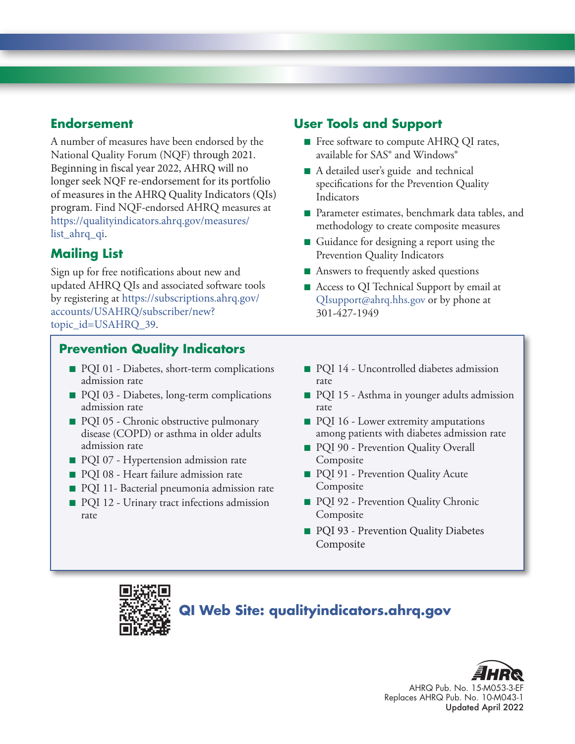## Endorsement

A number of measures have been endorsed by the National Quality Forum (NQF) through 2021. Beginning in fiscal year 2022, AHRQ will no longer seek NQF re-endorsement for its portfolio of measures in the AHRQ Quality Indicators (QIs) program. Find NQF-endorsed AHRQ measures at https://qualityindicators.ahrq.gov/measures/list_ahrq_qi.

## Mailing List

Sign up for free notifications about new and updated AHRQ QIs and associated software tools by registering at https://subscriptions.ahrq.gov/accounts/USAHRQ/subscriber/new?topic_id=USAHRQ_39.

## User Tools and Support

- Free software to compute AHRQ QI rates, available for SAS® and Windows®
- A detailed user's guide and technical specifications for the Prevention Quality Indicators
- Parameter estimates, benchmark data tables, and methodology to create composite measures
- Guidance for designing a report using the Prevention Quality Indicators
- Answers to frequently asked questions
- Access to QI Technical Support by email at QIsupport@ahrq.hhs.gov or by phone at 301-427-1949

## Prevention Quality Indicators

- PQI 01 - Diabetes, short-term complications admission rate
- PQI 03 - Diabetes, long-term complications admission rate
- PQI 05 - Chronic obstructive pulmonary disease (COPD) or asthma in older adults admission rate
- PQI 07 - Hypertension admission rate
- PQI 08 - Heart failure admission rate
- PQI 11- Bacterial pneumonia admission rate
- PQI 12 - Urinary tract infections admission rate
- PQI 14 - Uncontrolled diabetes admission rate
- PQI 15 - Asthma in younger adults admission rate
- PQI 16 - Lower extremity amputations among patients with diabetes admission rate
- PQI 90 - Prevention Quality Overall Composite
- PQI 91 - Prevention Quality Acute Composite
- PQI 92 - Prevention Quality Chronic Composite
- PQI 93 - Prevention Quality Diabetes Composite

**QI Web Site: qualityindicators.ahrq.gov**

AHRQ Pub. No. 15-M053-3-EF
Replaces AHRQ Pub. No. 10-M043-1
Updated April 2022